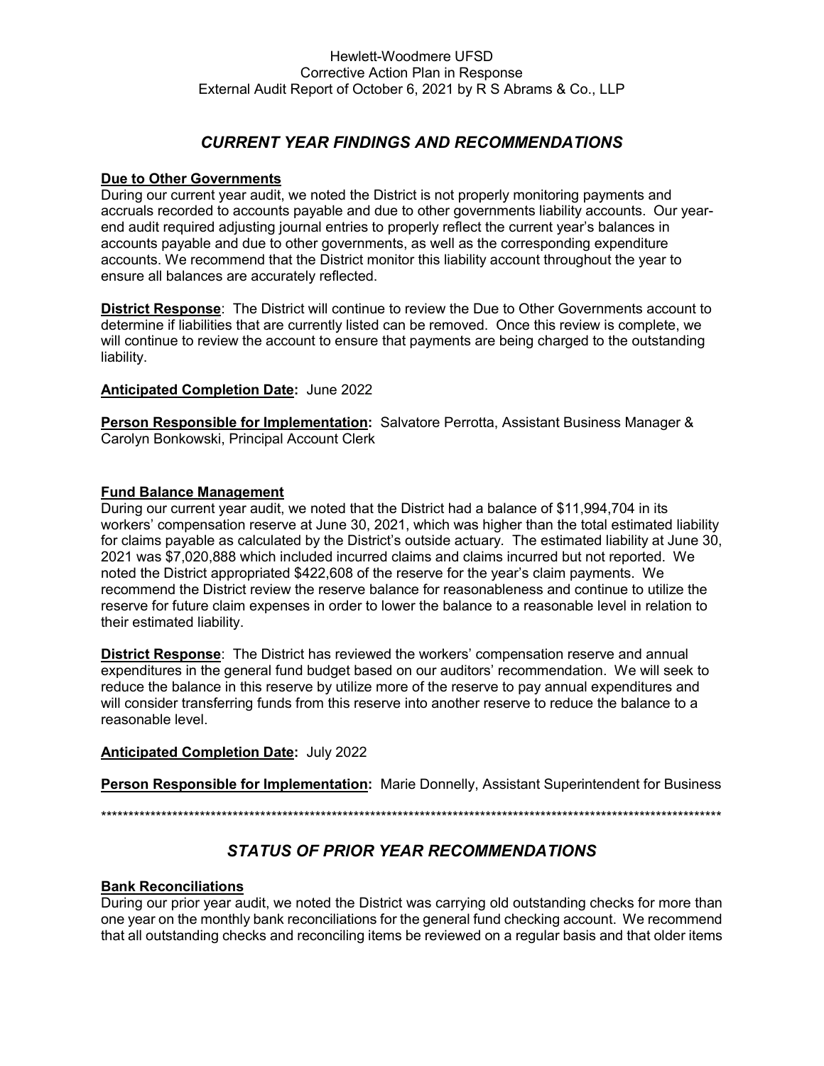Hewlett-Woodmere UFSD
Corrective Action Plan in Response
External Audit Report of October 6, 2021 by R S Abrams & Co., LLP

## *CURRENT YEAR FINDINGS AND RECOMMENDATIONS*

**Due to Other Governments**

During our current year audit, we noted the District is not properly monitoring payments and accruals recorded to accounts payable and due to other governments liability accounts. Our year-end audit required adjusting journal entries to properly reflect the current year's balances in accounts payable and due to other governments, as well as the corresponding expenditure accounts. We recommend that the District monitor this liability account throughout the year to ensure all balances are accurately reflected.

**District Response**: The District will continue to review the Due to Other Governments account to determine if liabilities that are currently listed can be removed. Once this review is complete, we will continue to review the account to ensure that payments are being charged to the outstanding liability.

**Anticipated Completion Date:** June 2022

**Person Responsible for Implementation:** Salvatore Perrotta, Assistant Business Manager & Carolyn Bonkowski, Principal Account Clerk

**Fund Balance Management**

During our current year audit, we noted that the District had a balance of $11,994,704 in its workers' compensation reserve at June 30, 2021, which was higher than the total estimated liability for claims payable as calculated by the District's outside actuary. The estimated liability at June 30, 2021 was $7,020,888 which included incurred claims and claims incurred but not reported. We noted the District appropriated $422,608 of the reserve for the year's claim payments. We recommend the District review the reserve balance for reasonableness and continue to utilize the reserve for future claim expenses in order to lower the balance to a reasonable level in relation to their estimated liability.

**District Response**: The District has reviewed the workers' compensation reserve and annual expenditures in the general fund budget based on our auditors' recommendation. We will seek to reduce the balance in this reserve by utilize more of the reserve to pay annual expenditures and will consider transferring funds from this reserve into another reserve to reduce the balance to a reasonable level.

**Anticipated Completion Date:** July 2022

**Person Responsible for Implementation:** Marie Donnelly, Assistant Superintendent for Business

---

## *STATUS OF PRIOR YEAR RECOMMENDATIONS*

**Bank Reconciliations**

During our prior year audit, we noted the District was carrying old outstanding checks for more than one year on the monthly bank reconciliations for the general fund checking account. We recommend that all outstanding checks and reconciling items be reviewed on a regular basis and that older items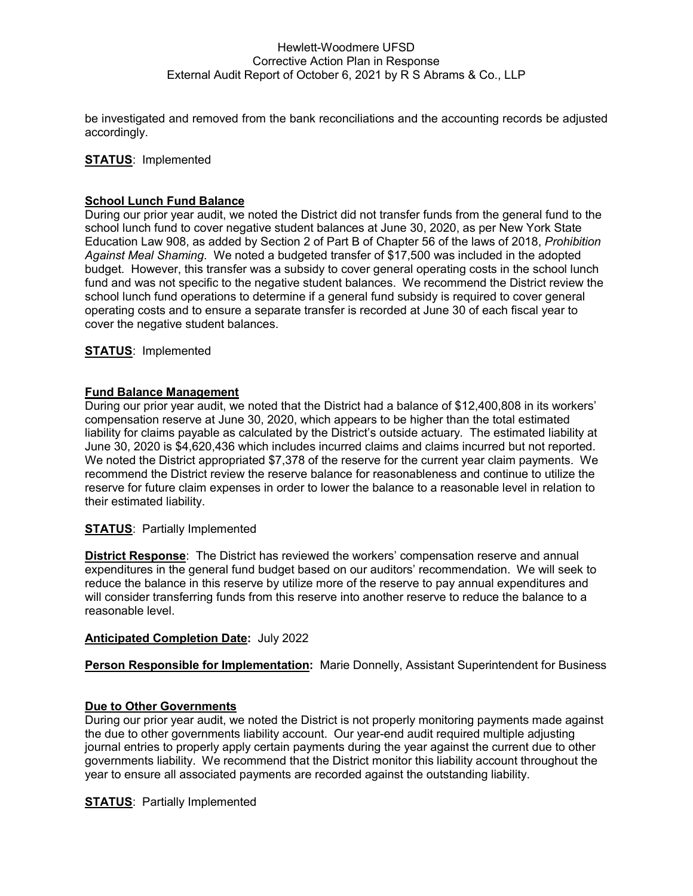be investigated and removed from the bank reconciliations and the accounting records be adjusted accordingly.

**STATUS**: Implemented

**School Lunch Fund Balance**

During our prior year audit, we noted the District did not transfer funds from the general fund to the school lunch fund to cover negative student balances at June 30, 2020, as per New York State Education Law 908, as added by Section 2 of Part B of Chapter 56 of the laws of 2018, *Prohibition Against Meal Shaming*. We noted a budgeted transfer of $17,500 was included in the adopted budget. However, this transfer was a subsidy to cover general operating costs in the school lunch fund and was not specific to the negative student balances. We recommend the District review the school lunch fund operations to determine if a general fund subsidy is required to cover general operating costs and to ensure a separate transfer is recorded at June 30 of each fiscal year to cover the negative student balances.

**STATUS**: Implemented

**Fund Balance Management**

During our prior year audit, we noted that the District had a balance of $12,400,808 in its workers' compensation reserve at June 30, 2020, which appears to be higher than the total estimated liability for claims payable as calculated by the District's outside actuary. The estimated liability at June 30, 2020 is $4,620,436 which includes incurred claims and claims incurred but not reported. We noted the District appropriated $7,378 of the reserve for the current year claim payments. We recommend the District review the reserve balance for reasonableness and continue to utilize the reserve for future claim expenses in order to lower the balance to a reasonable level in relation to their estimated liability.

**STATUS**: Partially Implemented

**District Response**: The District has reviewed the workers' compensation reserve and annual expenditures in the general fund budget based on our auditors' recommendation. We will seek to reduce the balance in this reserve by utilize more of the reserve to pay annual expenditures and will consider transferring funds from this reserve into another reserve to reduce the balance to a reasonable level.

**Anticipated Completion Date:** July 2022

**Person Responsible for Implementation:** Marie Donnelly, Assistant Superintendent for Business

**Due to Other Governments**

During our prior year audit, we noted the District is not properly monitoring payments made against the due to other governments liability account. Our year-end audit required multiple adjusting journal entries to properly apply certain payments during the year against the current due to other governments liability. We recommend that the District monitor this liability account throughout the year to ensure all associated payments are recorded against the outstanding liability.

**STATUS**: Partially Implemented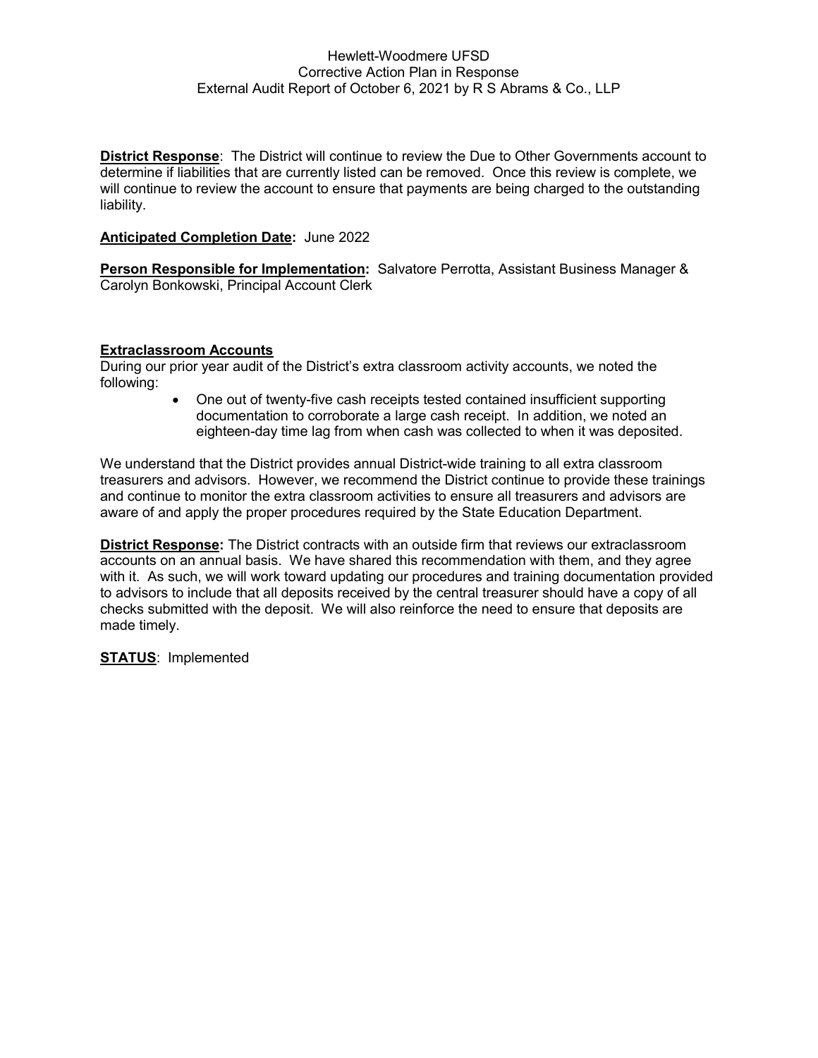**District Response**: The District will continue to review the Due to Other Governments account to determine if liabilities that are currently listed can be removed. Once this review is complete, we will continue to review the account to ensure that payments are being charged to the outstanding liability.

**Anticipated Completion Date:** June 2022

**Person Responsible for Implementation:** Salvatore Perrotta, Assistant Business Manager & Carolyn Bonkowski, Principal Account Clerk

**Extraclassroom Accounts**

During our prior year audit of the District's extra classroom activity accounts, we noted the following:

- One out of twenty-five cash receipts tested contained insufficient supporting documentation to corroborate a large cash receipt. In addition, we noted an eighteen-day time lag from when cash was collected to when it was deposited.

We understand that the District provides annual District-wide training to all extra classroom treasurers and advisors. However, we recommend the District continue to provide these trainings and continue to monitor the extra classroom activities to ensure all treasurers and advisors are aware of and apply the proper procedures required by the State Education Department.

**District Response:** The District contracts with an outside firm that reviews our extraclassroom accounts on an annual basis. We have shared this recommendation with them, and they agree with it. As such, we will work toward updating our procedures and training documentation provided to advisors to include that all deposits received by the central treasurer should have a copy of all checks submitted with the deposit. We will also reinforce the need to ensure that deposits are made timely.

**STATUS**: Implemented